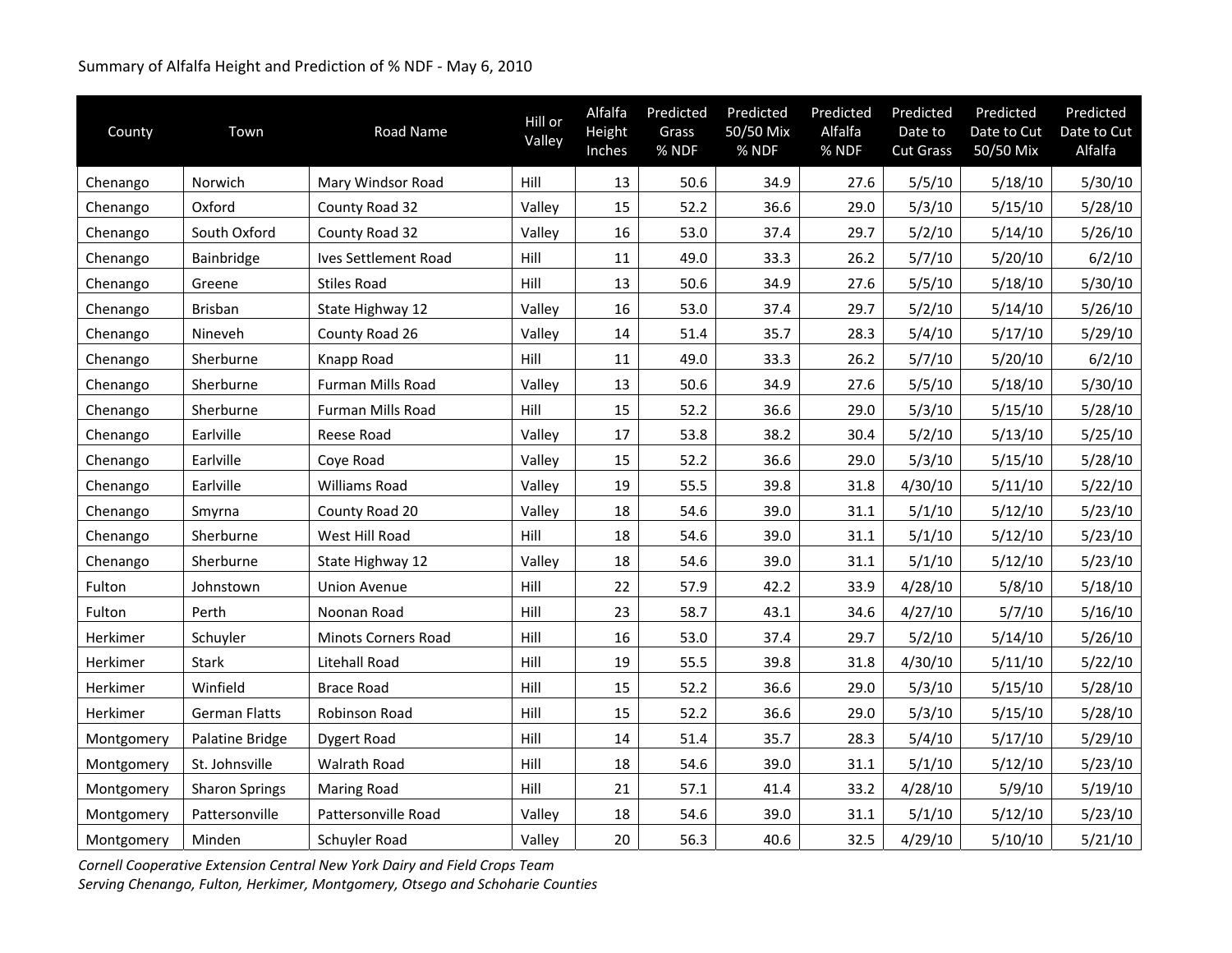Summary of Alfalfa Height and Prediction of % NDF - May 6, 2010

| County | Town | Road Name | Hill or Valley | Alfalfa Height Inches | Predicted Grass % NDF | Predicted 50/50 Mix % NDF | Predicted Alfalfa % NDF | Predicted Date to Cut Grass | Predicted Date to Cut 50/50 Mix | Predicted Date to Cut Alfalfa |
|---|---|---|---|---|---|---|---|---|---|---|
| Chenango | Norwich | Mary Windsor Road | Hill | 13 | 50.6 | 34.9 | 27.6 | 5/5/10 | 5/18/10 | 5/30/10 |
| Chenango | Oxford | County Road 32 | Valley | 15 | 52.2 | 36.6 | 29.0 | 5/3/10 | 5/15/10 | 5/28/10 |
| Chenango | South Oxford | County Road 32 | Valley | 16 | 53.0 | 37.4 | 29.7 | 5/2/10 | 5/14/10 | 5/26/10 |
| Chenango | Bainbridge | Ives Settlement Road | Hill | 11 | 49.0 | 33.3 | 26.2 | 5/7/10 | 5/20/10 | 6/2/10 |
| Chenango | Greene | Stiles Road | Hill | 13 | 50.6 | 34.9 | 27.6 | 5/5/10 | 5/18/10 | 5/30/10 |
| Chenango | Brisban | State Highway 12 | Valley | 16 | 53.0 | 37.4 | 29.7 | 5/2/10 | 5/14/10 | 5/26/10 |
| Chenango | Nineveh | County Road 26 | Valley | 14 | 51.4 | 35.7 | 28.3 | 5/4/10 | 5/17/10 | 5/29/10 |
| Chenango | Sherburne | Knapp Road | Hill | 11 | 49.0 | 33.3 | 26.2 | 5/7/10 | 5/20/10 | 6/2/10 |
| Chenango | Sherburne | Furman Mills Road | Valley | 13 | 50.6 | 34.9 | 27.6 | 5/5/10 | 5/18/10 | 5/30/10 |
| Chenango | Sherburne | Furman Mills Road | Hill | 15 | 52.2 | 36.6 | 29.0 | 5/3/10 | 5/15/10 | 5/28/10 |
| Chenango | Earlville | Reese Road | Valley | 17 | 53.8 | 38.2 | 30.4 | 5/2/10 | 5/13/10 | 5/25/10 |
| Chenango | Earlville | Coye Road | Valley | 15 | 52.2 | 36.6 | 29.0 | 5/3/10 | 5/15/10 | 5/28/10 |
| Chenango | Earlville | Williams Road | Valley | 19 | 55.5 | 39.8 | 31.8 | 4/30/10 | 5/11/10 | 5/22/10 |
| Chenango | Smyrna | County Road 20 | Valley | 18 | 54.6 | 39.0 | 31.1 | 5/1/10 | 5/12/10 | 5/23/10 |
| Chenango | Sherburne | West Hill Road | Hill | 18 | 54.6 | 39.0 | 31.1 | 5/1/10 | 5/12/10 | 5/23/10 |
| Chenango | Sherburne | State Highway 12 | Valley | 18 | 54.6 | 39.0 | 31.1 | 5/1/10 | 5/12/10 | 5/23/10 |
| Fulton | Johnstown | Union Avenue | Hill | 22 | 57.9 | 42.2 | 33.9 | 4/28/10 | 5/8/10 | 5/18/10 |
| Fulton | Perth | Noonan Road | Hill | 23 | 58.7 | 43.1 | 34.6 | 4/27/10 | 5/7/10 | 5/16/10 |
| Herkimer | Schuyler | Minots Corners Road | Hill | 16 | 53.0 | 37.4 | 29.7 | 5/2/10 | 5/14/10 | 5/26/10 |
| Herkimer | Stark | Litehall Road | Hill | 19 | 55.5 | 39.8 | 31.8 | 4/30/10 | 5/11/10 | 5/22/10 |
| Herkimer | Winfield | Brace Road | Hill | 15 | 52.2 | 36.6 | 29.0 | 5/3/10 | 5/15/10 | 5/28/10 |
| Herkimer | German Flatts | Robinson Road | Hill | 15 | 52.2 | 36.6 | 29.0 | 5/3/10 | 5/15/10 | 5/28/10 |
| Montgomery | Palatine Bridge | Dygert Road | Hill | 14 | 51.4 | 35.7 | 28.3 | 5/4/10 | 5/17/10 | 5/29/10 |
| Montgomery | St. Johnsville | Walrath Road | Hill | 18 | 54.6 | 39.0 | 31.1 | 5/1/10 | 5/12/10 | 5/23/10 |
| Montgomery | Sharon Springs | Maring Road | Hill | 21 | 57.1 | 41.4 | 33.2 | 4/28/10 | 5/9/10 | 5/19/10 |
| Montgomery | Pattersonville | Pattersonville Road | Valley | 18 | 54.6 | 39.0 | 31.1 | 5/1/10 | 5/12/10 | 5/23/10 |
| Montgomery | Minden | Schuyler Road | Valley | 20 | 56.3 | 40.6 | 32.5 | 4/29/10 | 5/10/10 | 5/21/10 |

*Cornell Cooperative Extension Central New York Dairy and Field Crops Team*
*Serving Chenango, Fulton, Herkimer, Montgomery, Otsego and Schoharie Counties*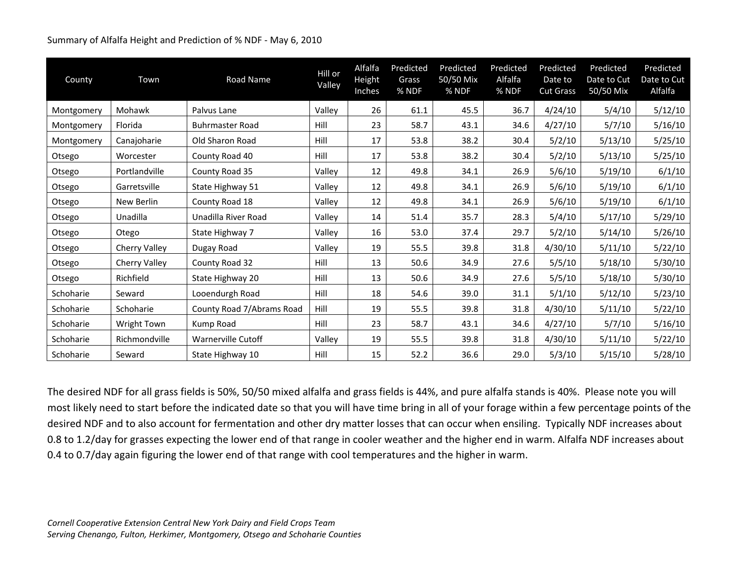Summary of Alfalfa Height and Prediction of % NDF - May 6, 2010

| County | Town | Road Name | Hill or Valley | Alfalfa Height Inches | Predicted Grass % NDF | Predicted 50/50 Mix % NDF | Predicted Alfalfa % NDF | Predicted Date to Cut Grass | Predicted Date to Cut 50/50 Mix | Predicted Date to Cut Alfalfa |
|---|---|---|---|---|---|---|---|---|---|---|
| Montgomery | Mohawk | Palvus Lane | Valley | 26 | 61.1 | 45.5 | 36.7 | 4/24/10 | 5/4/10 | 5/12/10 |
| Montgomery | Florida | Buhrmaster Road | Hill | 23 | 58.7 | 43.1 | 34.6 | 4/27/10 | 5/7/10 | 5/16/10 |
| Montgomery | Canajoharie | Old Sharon Road | Hill | 17 | 53.8 | 38.2 | 30.4 | 5/2/10 | 5/13/10 | 5/25/10 |
| Otsego | Worcester | County Road 40 | Hill | 17 | 53.8 | 38.2 | 30.4 | 5/2/10 | 5/13/10 | 5/25/10 |
| Otsego | Portlandville | County Road 35 | Valley | 12 | 49.8 | 34.1 | 26.9 | 5/6/10 | 5/19/10 | 6/1/10 |
| Otsego | Garretsville | State Highway 51 | Valley | 12 | 49.8 | 34.1 | 26.9 | 5/6/10 | 5/19/10 | 6/1/10 |
| Otsego | New Berlin | County Road 18 | Valley | 12 | 49.8 | 34.1 | 26.9 | 5/6/10 | 5/19/10 | 6/1/10 |
| Otsego | Unadilla | Unadilla River Road | Valley | 14 | 51.4 | 35.7 | 28.3 | 5/4/10 | 5/17/10 | 5/29/10 |
| Otsego | Otego | State Highway 7 | Valley | 16 | 53.0 | 37.4 | 29.7 | 5/2/10 | 5/14/10 | 5/26/10 |
| Otsego | Cherry Valley | Dugay Road | Valley | 19 | 55.5 | 39.8 | 31.8 | 4/30/10 | 5/11/10 | 5/22/10 |
| Otsego | Cherry Valley | County Road 32 | Hill | 13 | 50.6 | 34.9 | 27.6 | 5/5/10 | 5/18/10 | 5/30/10 |
| Otsego | Richfield | State Highway 20 | Hill | 13 | 50.6 | 34.9 | 27.6 | 5/5/10 | 5/18/10 | 5/30/10 |
| Schoharie | Seward | Looendurgh Road | Hill | 18 | 54.6 | 39.0 | 31.1 | 5/1/10 | 5/12/10 | 5/23/10 |
| Schoharie | Schoharie | County Road 7/Abrams Road | Hill | 19 | 55.5 | 39.8 | 31.8 | 4/30/10 | 5/11/10 | 5/22/10 |
| Schoharie | Wright Town | Kump Road | Hill | 23 | 58.7 | 43.1 | 34.6 | 4/27/10 | 5/7/10 | 5/16/10 |
| Schoharie | Richmondville | Warnerville Cutoff | Valley | 19 | 55.5 | 39.8 | 31.8 | 4/30/10 | 5/11/10 | 5/22/10 |
| Schoharie | Seward | State Highway 10 | Hill | 15 | 52.2 | 36.6 | 29.0 | 5/3/10 | 5/15/10 | 5/28/10 |

The desired NDF for all grass fields is 50%, 50/50 mixed alfalfa and grass fields is 44%, and pure alfalfa stands is 40%. Please note you will most likely need to start before the indicated date so that you will have time bring in all of your forage within a few percentage points of the desired NDF and to also account for fermentation and other dry matter losses that can occur when ensiling. Typically NDF increases about 0.8 to 1.2/day for grasses expecting the lower end of that range in cooler weather and the higher end in warm. Alfalfa NDF increases about 0.4 to 0.7/day again figuring the lower end of that range with cool temperatures and the higher in warm.

*Cornell Cooperative Extension Central New York Dairy and Field Crops Team*
*Serving Chenango, Fulton, Herkimer, Montgomery, Otsego and Schoharie Counties*